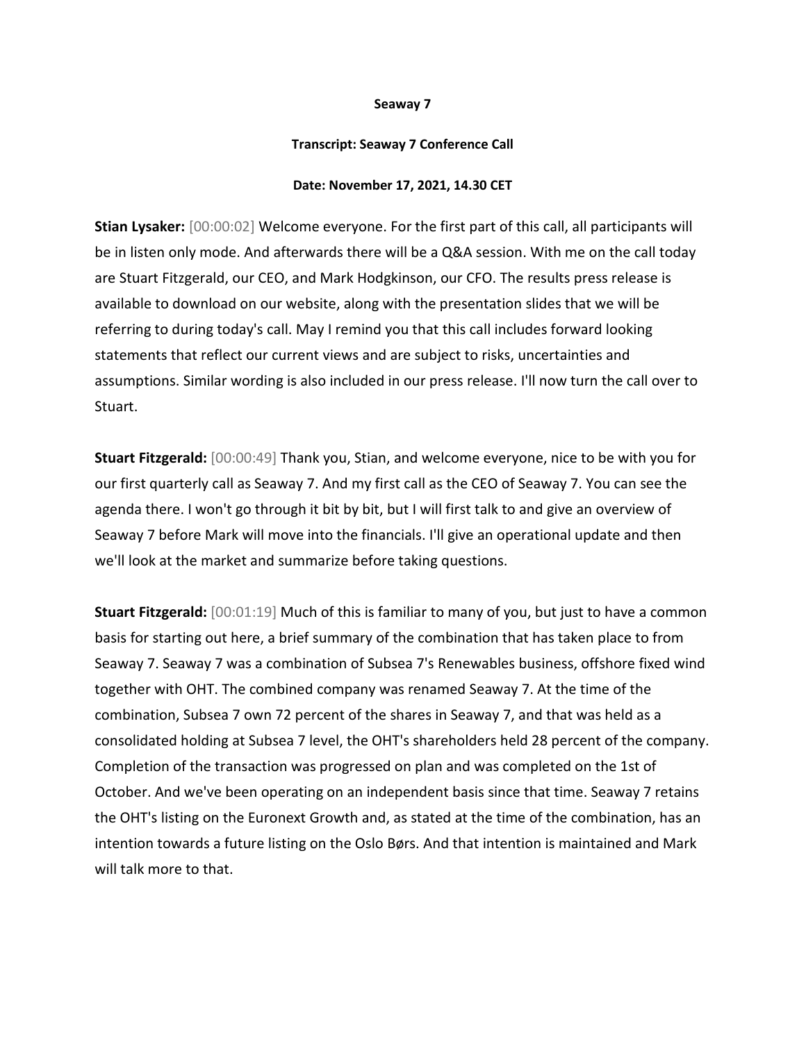**Seaway 7**

**Transcript: Seaway 7 Conference Call**

**Date: November 17, 2021, 14.30 CET**

**Stian Lysaker:** [00:00:02] Welcome everyone. For the first part of this call, all participants will be in listen only mode. And afterwards there will be a Q&A session. With me on the call today are Stuart Fitzgerald, our CEO, and Mark Hodgkinson, our CFO. The results press release is available to download on our website, along with the presentation slides that we will be referring to during today's call. May I remind you that this call includes forward looking statements that reflect our current views and are subject to risks, uncertainties and assumptions. Similar wording is also included in our press release. I'll now turn the call over to Stuart.

**Stuart Fitzgerald:** [00:00:49] Thank you, Stian, and welcome everyone, nice to be with you for our first quarterly call as Seaway 7. And my first call as the CEO of Seaway 7. You can see the agenda there. I won't go through it bit by bit, but I will first talk to and give an overview of Seaway 7 before Mark will move into the financials. I'll give an operational update and then we'll look at the market and summarize before taking questions.

**Stuart Fitzgerald:** [00:01:19] Much of this is familiar to many of you, but just to have a common basis for starting out here, a brief summary of the combination that has taken place to from Seaway 7. Seaway 7 was a combination of Subsea 7's Renewables business, offshore fixed wind together with OHT. The combined company was renamed Seaway 7. At the time of the combination, Subsea 7 own 72 percent of the shares in Seaway 7, and that was held as a consolidated holding at Subsea 7 level, the OHT's shareholders held 28 percent of the company. Completion of the transaction was progressed on plan and was completed on the 1st of October. And we've been operating on an independent basis since that time. Seaway 7 retains the OHT's listing on the Euronext Growth and, as stated at the time of the combination, has an intention towards a future listing on the Oslo Børs. And that intention is maintained and Mark will talk more to that.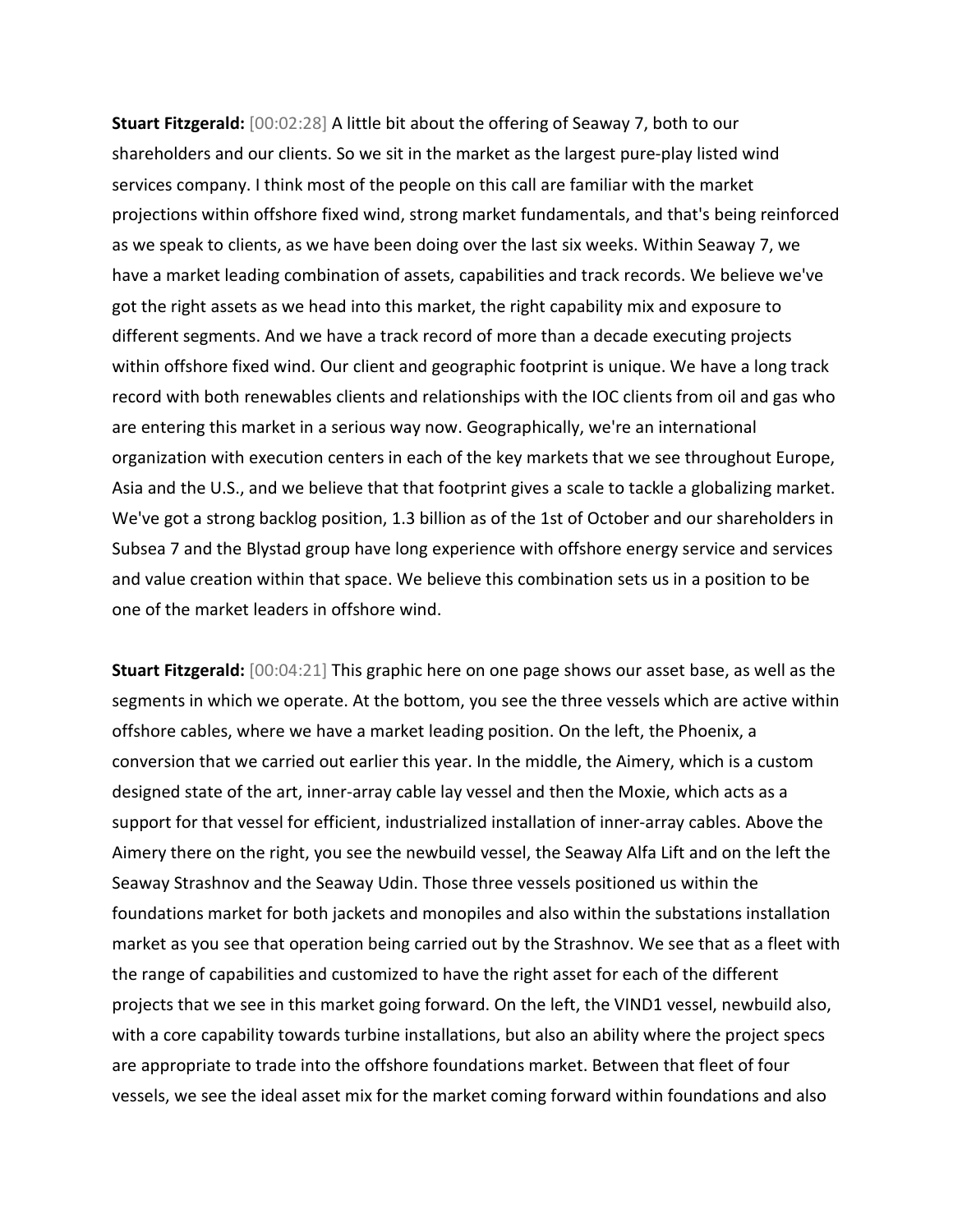**Stuart Fitzgerald:** [00:02:28] A little bit about the offering of Seaway 7, both to our shareholders and our clients. So we sit in the market as the largest pure-play listed wind services company. I think most of the people on this call are familiar with the market projections within offshore fixed wind, strong market fundamentals, and that's being reinforced as we speak to clients, as we have been doing over the last six weeks. Within Seaway 7, we have a market leading combination of assets, capabilities and track records. We believe we've got the right assets as we head into this market, the right capability mix and exposure to different segments. And we have a track record of more than a decade executing projects within offshore fixed wind. Our client and geographic footprint is unique. We have a long track record with both renewables clients and relationships with the IOC clients from oil and gas who are entering this market in a serious way now. Geographically, we're an international organization with execution centers in each of the key markets that we see throughout Europe, Asia and the U.S., and we believe that that footprint gives a scale to tackle a globalizing market. We've got a strong backlog position, 1.3 billion as of the 1st of October and our shareholders in Subsea 7 and the Blystad group have long experience with offshore energy service and services and value creation within that space. We believe this combination sets us in a position to be one of the market leaders in offshore wind.

**Stuart Fitzgerald:** [00:04:21] This graphic here on one page shows our asset base, as well as the segments in which we operate. At the bottom, you see the three vessels which are active within offshore cables, where we have a market leading position. On the left, the Phoenix, a conversion that we carried out earlier this year. In the middle, the Aimery, which is a custom designed state of the art, inner-array cable lay vessel and then the Moxie, which acts as a support for that vessel for efficient, industrialized installation of inner-array cables. Above the Aimery there on the right, you see the newbuild vessel, the Seaway Alfa Lift and on the left the Seaway Strashnov and the Seaway Udin. Those three vessels positioned us within the foundations market for both jackets and monopiles and also within the substations installation market as you see that operation being carried out by the Strashnov. We see that as a fleet with the range of capabilities and customized to have the right asset for each of the different projects that we see in this market going forward. On the left, the VIND1 vessel, newbuild also, with a core capability towards turbine installations, but also an ability where the project specs are appropriate to trade into the offshore foundations market. Between that fleet of four vessels, we see the ideal asset mix for the market coming forward within foundations and also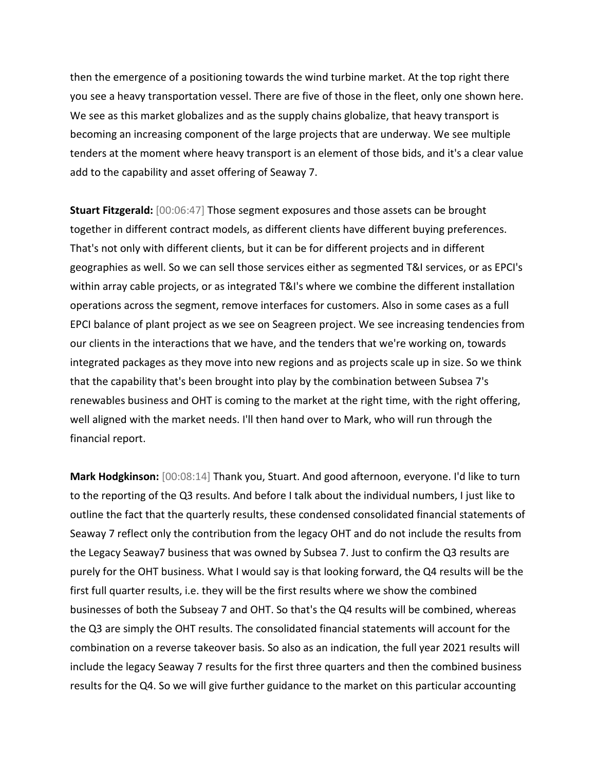then the emergence of a positioning towards the wind turbine market. At the top right there you see a heavy transportation vessel. There are five of those in the fleet, only one shown here. We see as this market globalizes and as the supply chains globalize, that heavy transport is becoming an increasing component of the large projects that are underway. We see multiple tenders at the moment where heavy transport is an element of those bids, and it's a clear value add to the capability and asset offering of Seaway 7.

**Stuart Fitzgerald:** [00:06:47] Those segment exposures and those assets can be brought together in different contract models, as different clients have different buying preferences. That's not only with different clients, but it can be for different projects and in different geographies as well. So we can sell those services either as segmented T&I services, or as EPCI's within array cable projects, or as integrated T&I's where we combine the different installation operations across the segment, remove interfaces for customers. Also in some cases as a full EPCI balance of plant project as we see on Seagreen project. We see increasing tendencies from our clients in the interactions that we have, and the tenders that we're working on, towards integrated packages as they move into new regions and as projects scale up in size. So we think that the capability that's been brought into play by the combination between Subsea 7's renewables business and OHT is coming to the market at the right time, with the right offering, well aligned with the market needs. I'll then hand over to Mark, who will run through the financial report.

**Mark Hodgkinson:** [00:08:14] Thank you, Stuart. And good afternoon, everyone. I'd like to turn to the reporting of the Q3 results. And before I talk about the individual numbers, I just like to outline the fact that the quarterly results, these condensed consolidated financial statements of Seaway 7 reflect only the contribution from the legacy OHT and do not include the results from the Legacy Seaway7 business that was owned by Subsea 7. Just to confirm the Q3 results are purely for the OHT business. What I would say is that looking forward, the Q4 results will be the first full quarter results, i.e. they will be the first results where we show the combined businesses of both the Subseay 7 and OHT. So that's the Q4 results will be combined, whereas the Q3 are simply the OHT results. The consolidated financial statements will account for the combination on a reverse takeover basis. So also as an indication, the full year 2021 results will include the legacy Seaway 7 results for the first three quarters and then the combined business results for the Q4. So we will give further guidance to the market on this particular accounting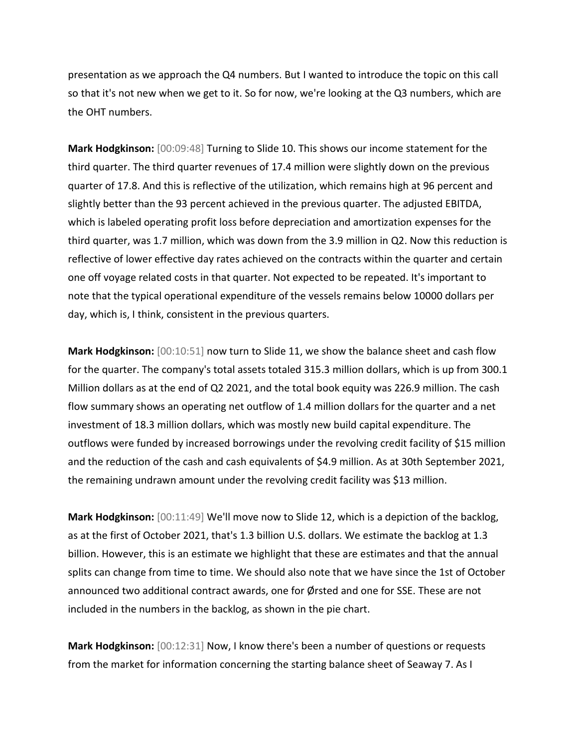presentation as we approach the Q4 numbers. But I wanted to introduce the topic on this call so that it's not new when we get to it. So for now, we're looking at the Q3 numbers, which are the OHT numbers.

**Mark Hodgkinson:** [00:09:48] Turning to Slide 10. This shows our income statement for the third quarter. The third quarter revenues of 17.4 million were slightly down on the previous quarter of 17.8. And this is reflective of the utilization, which remains high at 96 percent and slightly better than the 93 percent achieved in the previous quarter. The adjusted EBITDA, which is labeled operating profit loss before depreciation and amortization expenses for the third quarter, was 1.7 million, which was down from the 3.9 million in Q2. Now this reduction is reflective of lower effective day rates achieved on the contracts within the quarter and certain one off voyage related costs in that quarter. Not expected to be repeated. It's important to note that the typical operational expenditure of the vessels remains below 10000 dollars per day, which is, I think, consistent in the previous quarters.

**Mark Hodgkinson:** [00:10:51] now turn to Slide 11, we show the balance sheet and cash flow for the quarter. The company's total assets totaled 315.3 million dollars, which is up from 300.1 Million dollars as at the end of Q2 2021, and the total book equity was 226.9 million. The cash flow summary shows an operating net outflow of 1.4 million dollars for the quarter and a net investment of 18.3 million dollars, which was mostly new build capital expenditure. The outflows were funded by increased borrowings under the revolving credit facility of $15 million and the reduction of the cash and cash equivalents of $4.9 million. As at 30th September 2021, the remaining undrawn amount under the revolving credit facility was $13 million.

**Mark Hodgkinson:** [00:11:49] We'll move now to Slide 12, which is a depiction of the backlog, as at the first of October 2021, that's 1.3 billion U.S. dollars. We estimate the backlog at 1.3 billion. However, this is an estimate we highlight that these are estimates and that the annual splits can change from time to time. We should also note that we have since the 1st of October announced two additional contract awards, one for Ørsted and one for SSE. These are not included in the numbers in the backlog, as shown in the pie chart.

**Mark Hodgkinson:** [00:12:31] Now, I know there's been a number of questions or requests from the market for information concerning the starting balance sheet of Seaway 7. As I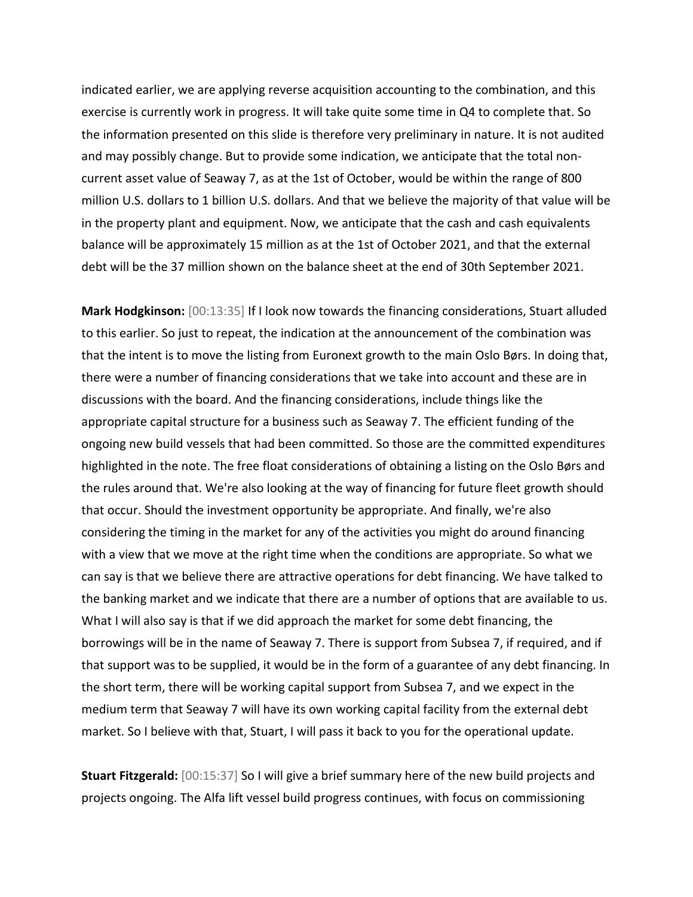indicated earlier, we are applying reverse acquisition accounting to the combination, and this exercise is currently work in progress. It will take quite some time in Q4 to complete that. So the information presented on this slide is therefore very preliminary in nature. It is not audited and may possibly change. But to provide some indication, we anticipate that the total non-current asset value of Seaway 7, as at the 1st of October, would be within the range of 800 million U.S. dollars to 1 billion U.S. dollars. And that we believe the majority of that value will be in the property plant and equipment. Now, we anticipate that the cash and cash equivalents balance will be approximately 15 million as at the 1st of October 2021, and that the external debt will be the 37 million shown on the balance sheet at the end of 30th September 2021.

**Mark Hodgkinson:** [00:13:35] If I look now towards the financing considerations, Stuart alluded to this earlier. So just to repeat, the indication at the announcement of the combination was that the intent is to move the listing from Euronext growth to the main Oslo Børs. In doing that, there were a number of financing considerations that we take into account and these are in discussions with the board. And the financing considerations, include things like the appropriate capital structure for a business such as Seaway 7. The efficient funding of the ongoing new build vessels that had been committed. So those are the committed expenditures highlighted in the note. The free float considerations of obtaining a listing on the Oslo Børs and the rules around that. We're also looking at the way of financing for future fleet growth should that occur. Should the investment opportunity be appropriate. And finally, we're also considering the timing in the market for any of the activities you might do around financing with a view that we move at the right time when the conditions are appropriate. So what we can say is that we believe there are attractive operations for debt financing. We have talked to the banking market and we indicate that there are a number of options that are available to us. What I will also say is that if we did approach the market for some debt financing, the borrowings will be in the name of Seaway 7. There is support from Subsea 7, if required, and if that support was to be supplied, it would be in the form of a guarantee of any debt financing. In the short term, there will be working capital support from Subsea 7, and we expect in the medium term that Seaway 7 will have its own working capital facility from the external debt market. So I believe with that, Stuart, I will pass it back to you for the operational update.

**Stuart Fitzgerald:** [00:15:37] So I will give a brief summary here of the new build projects and projects ongoing. The Alfa lift vessel build progress continues, with focus on commissioning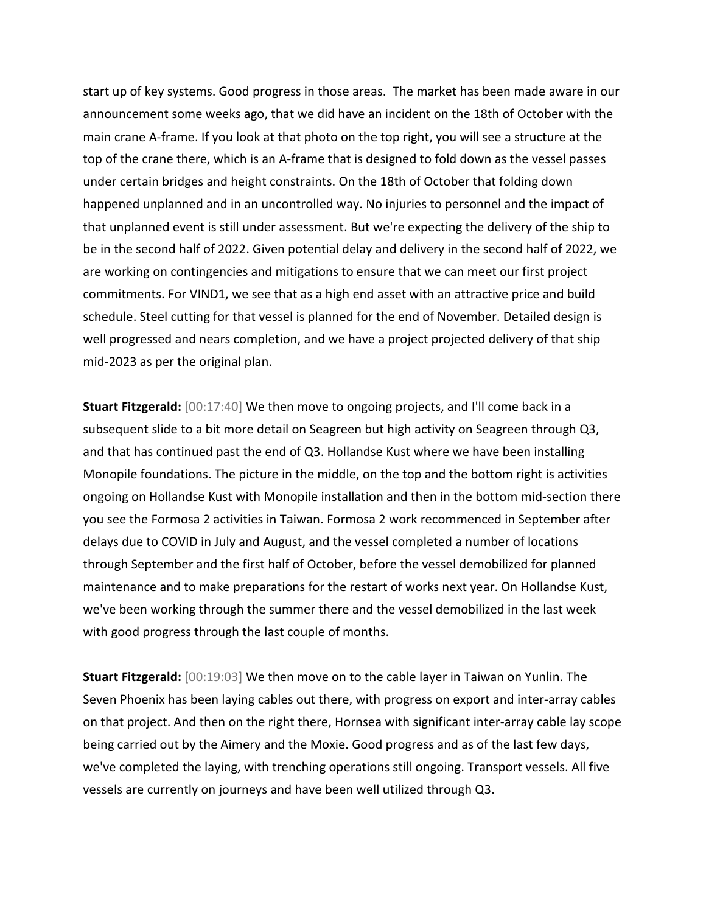start up of key systems. Good progress in those areas. The market has been made aware in our announcement some weeks ago, that we did have an incident on the 18th of October with the main crane A-frame. If you look at that photo on the top right, you will see a structure at the top of the crane there, which is an A-frame that is designed to fold down as the vessel passes under certain bridges and height constraints. On the 18th of October that folding down happened unplanned and in an uncontrolled way. No injuries to personnel and the impact of that unplanned event is still under assessment. But we're expecting the delivery of the ship to be in the second half of 2022. Given potential delay and delivery in the second half of 2022, we are working on contingencies and mitigations to ensure that we can meet our first project commitments. For VIND1, we see that as a high end asset with an attractive price and build schedule. Steel cutting for that vessel is planned for the end of November. Detailed design is well progressed and nears completion, and we have a project projected delivery of that ship mid-2023 as per the original plan.

**Stuart Fitzgerald:** [00:17:40] We then move to ongoing projects, and I'll come back in a subsequent slide to a bit more detail on Seagreen but high activity on Seagreen through Q3, and that has continued past the end of Q3. Hollandse Kust where we have been installing Monopile foundations. The picture in the middle, on the top and the bottom right is activities ongoing on Hollandse Kust with Monopile installation and then in the bottom mid-section there you see the Formosa 2 activities in Taiwan. Formosa 2 work recommenced in September after delays due to COVID in July and August, and the vessel completed a number of locations through September and the first half of October, before the vessel demobilized for planned maintenance and to make preparations for the restart of works next year. On Hollandse Kust, we've been working through the summer there and the vessel demobilized in the last week with good progress through the last couple of months.

**Stuart Fitzgerald:** [00:19:03] We then move on to the cable layer in Taiwan on Yunlin. The Seven Phoenix has been laying cables out there, with progress on export and inter-array cables on that project. And then on the right there, Hornsea with significant inter-array cable lay scope being carried out by the Aimery and the Moxie. Good progress and as of the last few days, we've completed the laying, with trenching operations still ongoing. Transport vessels. All five vessels are currently on journeys and have been well utilized through Q3.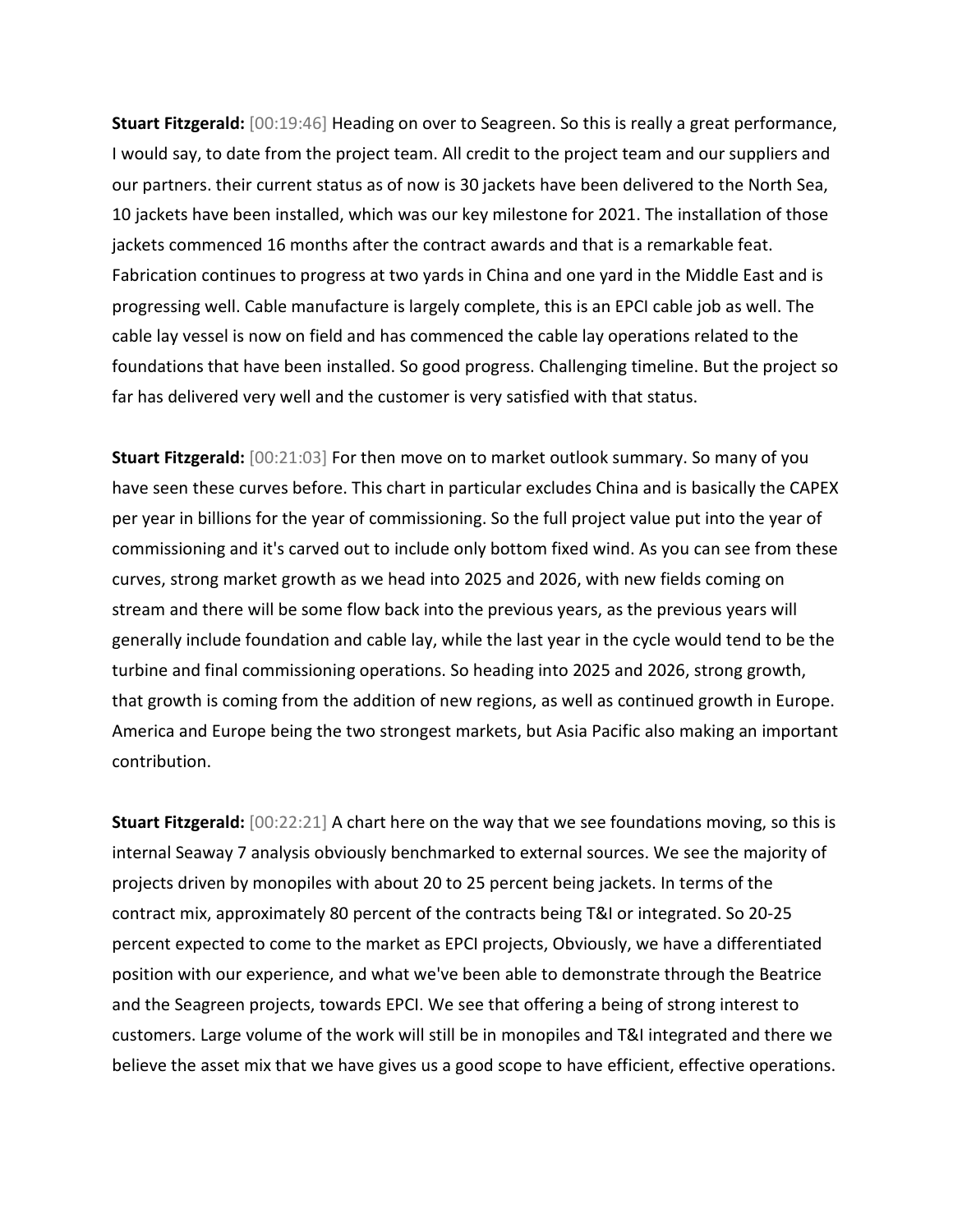**Stuart Fitzgerald:** [00:19:46] Heading on over to Seagreen. So this is really a great performance, I would say, to date from the project team. All credit to the project team and our suppliers and our partners. their current status as of now is 30 jackets have been delivered to the North Sea, 10 jackets have been installed, which was our key milestone for 2021. The installation of those jackets commenced 16 months after the contract awards and that is a remarkable feat. Fabrication continues to progress at two yards in China and one yard in the Middle East and is progressing well. Cable manufacture is largely complete, this is an EPCI cable job as well. The cable lay vessel is now on field and has commenced the cable lay operations related to the foundations that have been installed. So good progress. Challenging timeline. But the project so far has delivered very well and the customer is very satisfied with that status.

**Stuart Fitzgerald:** [00:21:03] For then move on to market outlook summary. So many of you have seen these curves before. This chart in particular excludes China and is basically the CAPEX per year in billions for the year of commissioning. So the full project value put into the year of commissioning and it's carved out to include only bottom fixed wind. As you can see from these curves, strong market growth as we head into 2025 and 2026, with new fields coming on stream and there will be some flow back into the previous years, as the previous years will generally include foundation and cable lay, while the last year in the cycle would tend to be the turbine and final commissioning operations. So heading into 2025 and 2026, strong growth, that growth is coming from the addition of new regions, as well as continued growth in Europe. America and Europe being the two strongest markets, but Asia Pacific also making an important contribution.

**Stuart Fitzgerald:** [00:22:21] A chart here on the way that we see foundations moving, so this is internal Seaway 7 analysis obviously benchmarked to external sources. We see the majority of projects driven by monopiles with about 20 to 25 percent being jackets. In terms of the contract mix, approximately 80 percent of the contracts being T&I or integrated. So 20-25 percent expected to come to the market as EPCI projects, Obviously, we have a differentiated position with our experience, and what we've been able to demonstrate through the Beatrice and the Seagreen projects, towards EPCI. We see that offering a being of strong interest to customers. Large volume of the work will still be in monopiles and T&I integrated and there we believe the asset mix that we have gives us a good scope to have efficient, effective operations.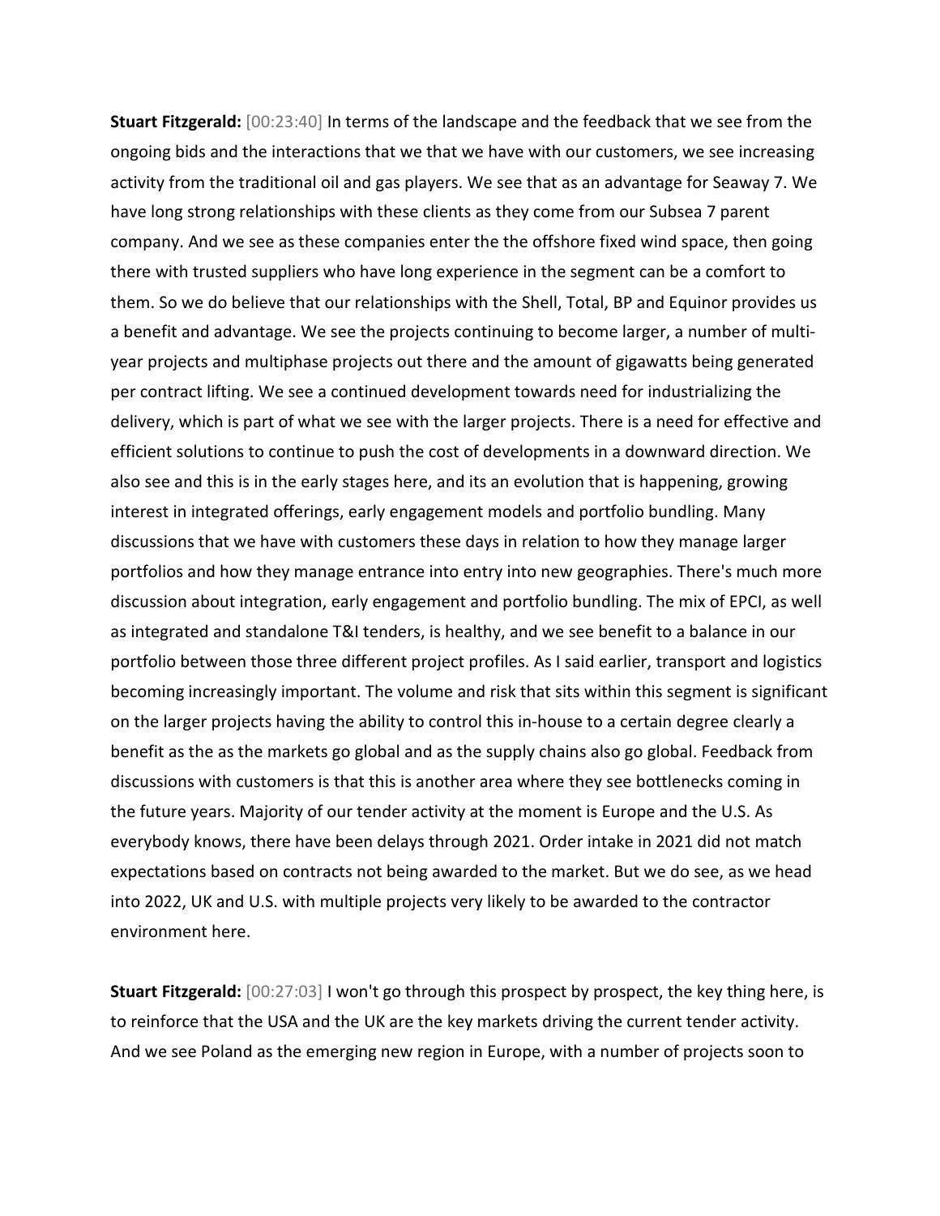**Stuart Fitzgerald:** [00:23:40] In terms of the landscape and the feedback that we see from the ongoing bids and the interactions that we that we have with our customers, we see increasing activity from the traditional oil and gas players. We see that as an advantage for Seaway 7. We have long strong relationships with these clients as they come from our Subsea 7 parent company. And we see as these companies enter the the offshore fixed wind space, then going there with trusted suppliers who have long experience in the segment can be a comfort to them. So we do believe that our relationships with the Shell, Total, BP and Equinor provides us a benefit and advantage. We see the projects continuing to become larger, a number of multi-year projects and multiphase projects out there and the amount of gigawatts being generated per contract lifting. We see a continued development towards need for industrializing the delivery, which is part of what we see with the larger projects. There is a need for effective and efficient solutions to continue to push the cost of developments in a downward direction. We also see and this is in the early stages here, and its an evolution that is happening, growing interest in integrated offerings, early engagement models and portfolio bundling. Many discussions that we have with customers these days in relation to how they manage larger portfolios and how they manage entrance into entry into new geographies. There's much more discussion about integration, early engagement and portfolio bundling. The mix of EPCI, as well as integrated and standalone T&I tenders, is healthy, and we see benefit to a balance in our portfolio between those three different project profiles. As I said earlier, transport and logistics becoming increasingly important. The volume and risk that sits within this segment is significant on the larger projects having the ability to control this in-house to a certain degree clearly a benefit as the as the markets go global and as the supply chains also go global. Feedback from discussions with customers is that this is another area where they see bottlenecks coming in the future years. Majority of our tender activity at the moment is Europe and the U.S. As everybody knows, there have been delays through 2021. Order intake in 2021 did not match expectations based on contracts not being awarded to the market. But we do see, as we head into 2022, UK and U.S. with multiple projects very likely to be awarded to the contractor environment here.

**Stuart Fitzgerald:** [00:27:03] I won't go through this prospect by prospect, the key thing here, is to reinforce that the USA and the UK are the key markets driving the current tender activity. And we see Poland as the emerging new region in Europe, with a number of projects soon to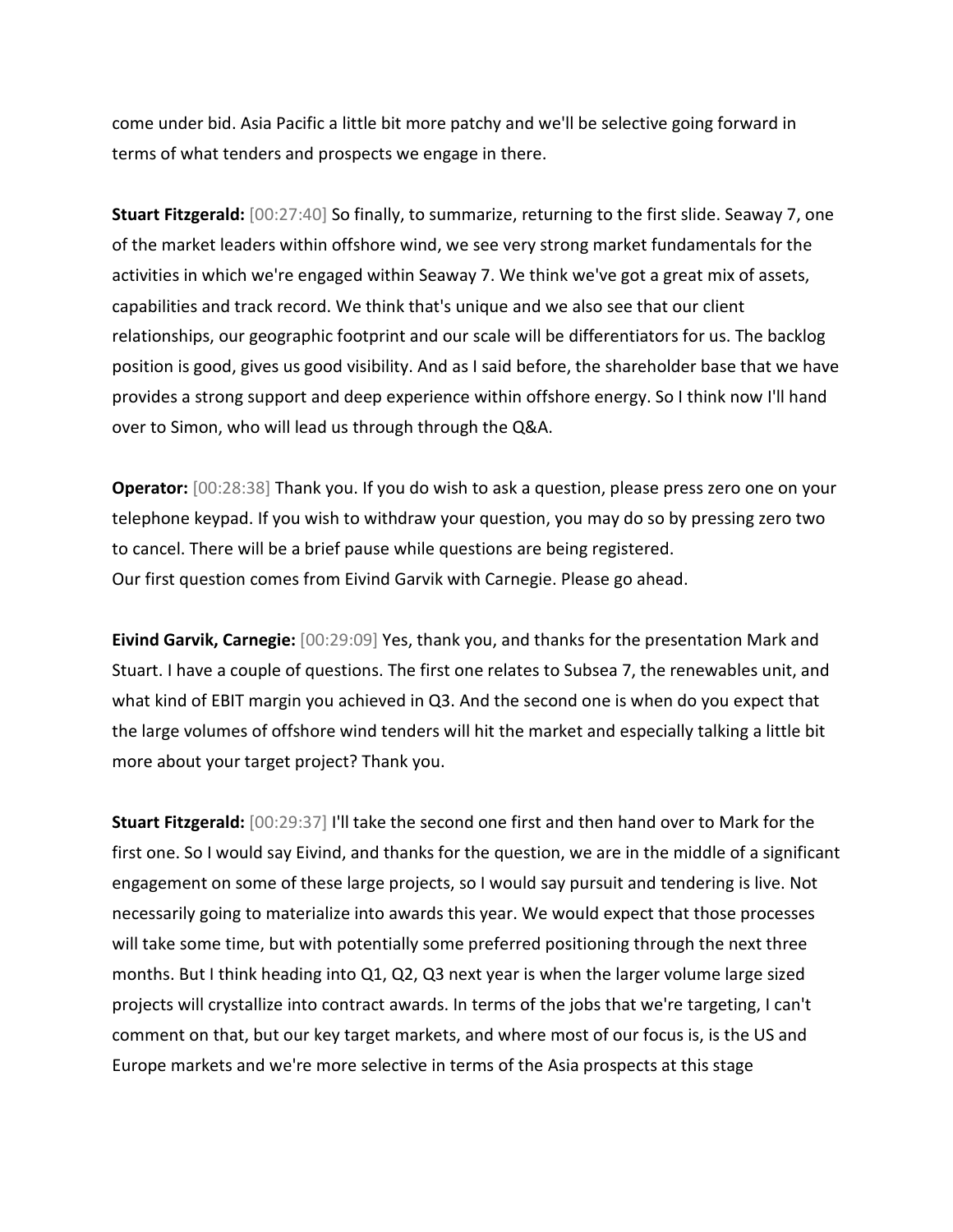come under bid. Asia Pacific a little bit more patchy and we'll be selective going forward in terms of what tenders and prospects we engage in there.

**Stuart Fitzgerald:** [00:27:40] So finally, to summarize, returning to the first slide. Seaway 7, one of the market leaders within offshore wind, we see very strong market fundamentals for the activities in which we're engaged within Seaway 7. We think we've got a great mix of assets, capabilities and track record. We think that's unique and we also see that our client relationships, our geographic footprint and our scale will be differentiators for us. The backlog position is good, gives us good visibility. And as I said before, the shareholder base that we have provides a strong support and deep experience within offshore energy. So I think now I'll hand over to Simon, who will lead us through through the Q&A.

**Operator:** [00:28:38] Thank you. If you do wish to ask a question, please press zero one on your telephone keypad. If you wish to withdraw your question, you may do so by pressing zero two to cancel. There will be a brief pause while questions are being registered.
Our first question comes from Eivind Garvik with Carnegie. Please go ahead.

**Eivind Garvik, Carnegie:** [00:29:09] Yes, thank you, and thanks for the presentation Mark and Stuart. I have a couple of questions. The first one relates to Subsea 7, the renewables unit, and what kind of EBIT margin you achieved in Q3. And the second one is when do you expect that the large volumes of offshore wind tenders will hit the market and especially talking a little bit more about your target project? Thank you.

**Stuart Fitzgerald:** [00:29:37] I'll take the second one first and then hand over to Mark for the first one. So I would say Eivind, and thanks for the question, we are in the middle of a significant engagement on some of these large projects, so I would say pursuit and tendering is live. Not necessarily going to materialize into awards this year. We would expect that those processes will take some time, but with potentially some preferred positioning through the next three months. But I think heading into Q1, Q2, Q3 next year is when the larger volume large sized projects will crystallize into contract awards. In terms of the jobs that we're targeting, I can't comment on that, but our key target markets, and where most of our focus is, is the US and Europe markets and we're more selective in terms of the Asia prospects at this stage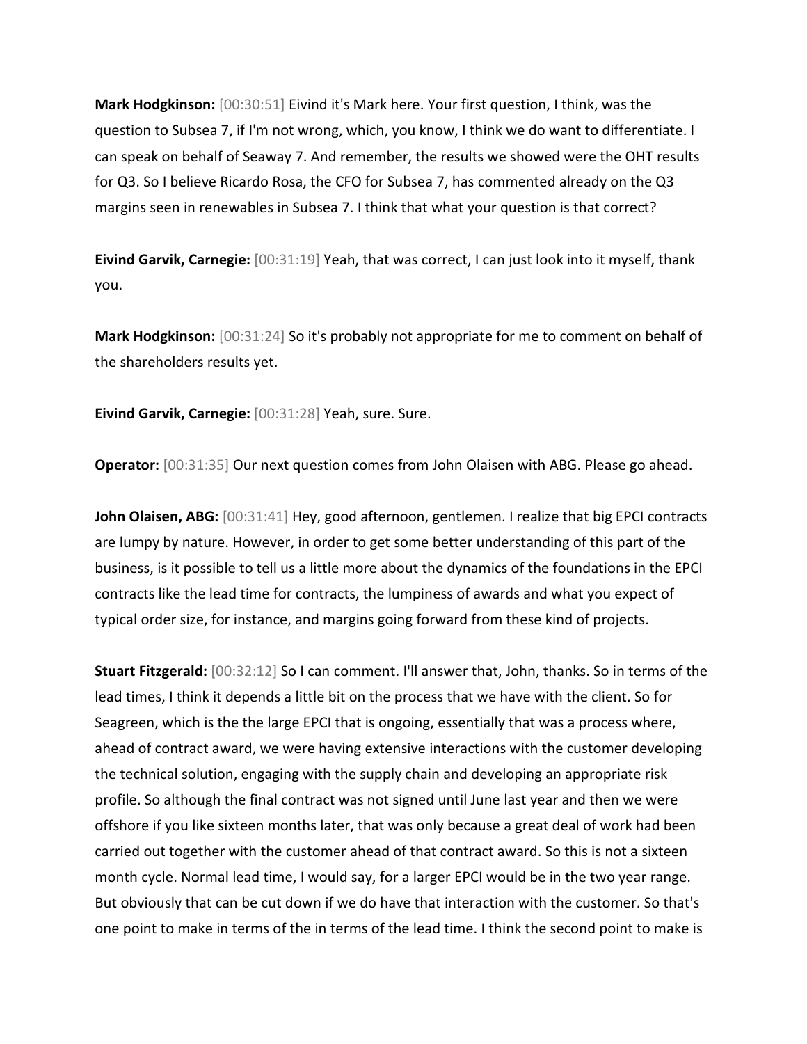**Mark Hodgkinson:** [00:30:51] Eivind it's Mark here. Your first question, I think, was the question to Subsea 7, if I'm not wrong, which, you know, I think we do want to differentiate. I can speak on behalf of Seaway 7. And remember, the results we showed were the OHT results for Q3. So I believe Ricardo Rosa, the CFO for Subsea 7, has commented already on the Q3 margins seen in renewables in Subsea 7. I think that what your question is that correct?

**Eivind Garvik, Carnegie:** [00:31:19] Yeah, that was correct, I can just look into it myself, thank you.

**Mark Hodgkinson:** [00:31:24] So it's probably not appropriate for me to comment on behalf of the shareholders results yet.

**Eivind Garvik, Carnegie:** [00:31:28] Yeah, sure. Sure.

**Operator:** [00:31:35] Our next question comes from John Olaisen with ABG. Please go ahead.

**John Olaisen, ABG:** [00:31:41] Hey, good afternoon, gentlemen. I realize that big EPCI contracts are lumpy by nature. However, in order to get some better understanding of this part of the business, is it possible to tell us a little more about the dynamics of the foundations in the EPCI contracts like the lead time for contracts, the lumpiness of awards and what you expect of typical order size, for instance, and margins going forward from these kind of projects.

**Stuart Fitzgerald:** [00:32:12] So I can comment. I'll answer that, John, thanks. So in terms of the lead times, I think it depends a little bit on the process that we have with the client. So for Seagreen, which is the the large EPCI that is ongoing, essentially that was a process where, ahead of contract award, we were having extensive interactions with the customer developing the technical solution, engaging with the supply chain and developing an appropriate risk profile. So although the final contract was not signed until June last year and then we were offshore if you like sixteen months later, that was only because a great deal of work had been carried out together with the customer ahead of that contract award. So this is not a sixteen month cycle. Normal lead time, I would say, for a larger EPCI would be in the two year range. But obviously that can be cut down if we do have that interaction with the customer. So that's one point to make in terms of the in terms of the lead time. I think the second point to make is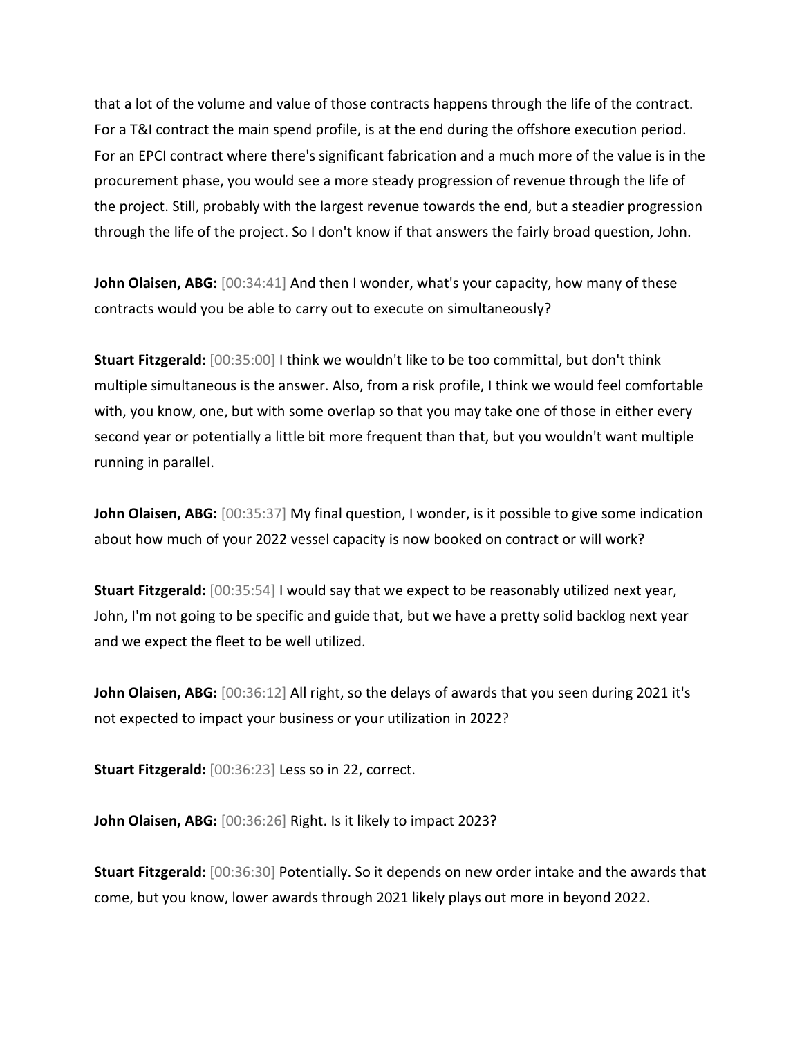that a lot of the volume and value of those contracts happens through the life of the contract. For a T&I contract the main spend profile, is at the end during the offshore execution period. For an EPCI contract where there's significant fabrication and a much more of the value is in the procurement phase, you would see a more steady progression of revenue through the life of the project. Still, probably with the largest revenue towards the end, but a steadier progression through the life of the project. So I don't know if that answers the fairly broad question, John.

**John Olaisen, ABG:** [00:34:41] And then I wonder, what's your capacity, how many of these contracts would you be able to carry out to execute on simultaneously?

**Stuart Fitzgerald:** [00:35:00] I think we wouldn't like to be too committal, but don't think multiple simultaneous is the answer. Also, from a risk profile, I think we would feel comfortable with, you know, one, but with some overlap so that you may take one of those in either every second year or potentially a little bit more frequent than that, but you wouldn't want multiple running in parallel.

**John Olaisen, ABG:** [00:35:37] My final question, I wonder, is it possible to give some indication about how much of your 2022 vessel capacity is now booked on contract or will work?

**Stuart Fitzgerald:** [00:35:54] I would say that we expect to be reasonably utilized next year, John, I'm not going to be specific and guide that, but we have a pretty solid backlog next year and we expect the fleet to be well utilized.

**John Olaisen, ABG:** [00:36:12] All right, so the delays of awards that you seen during 2021 it's not expected to impact your business or your utilization in 2022?

**Stuart Fitzgerald:** [00:36:23] Less so in 22, correct.

**John Olaisen, ABG:** [00:36:26] Right. Is it likely to impact 2023?

**Stuart Fitzgerald:** [00:36:30] Potentially. So it depends on new order intake and the awards that come, but you know, lower awards through 2021 likely plays out more in beyond 2022.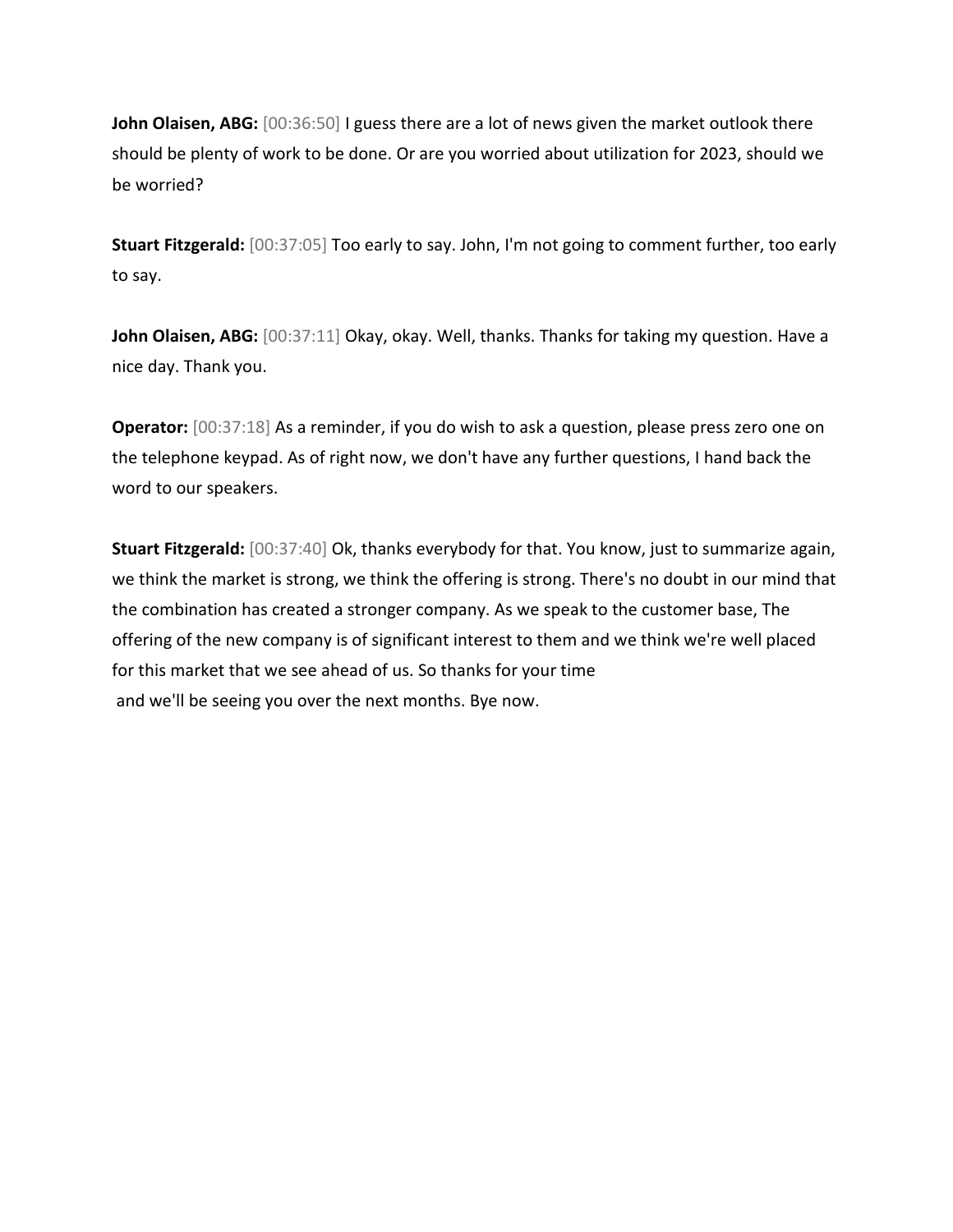**John Olaisen, ABG:** [00:36:50] I guess there are a lot of news given the market outlook there should be plenty of work to be done. Or are you worried about utilization for 2023, should we be worried?

**Stuart Fitzgerald:** [00:37:05] Too early to say. John, I'm not going to comment further, too early to say.

**John Olaisen, ABG:** [00:37:11] Okay, okay. Well, thanks. Thanks for taking my question. Have a nice day. Thank you.

**Operator:** [00:37:18] As a reminder, if you do wish to ask a question, please press zero one on the telephone keypad. As of right now, we don't have any further questions, I hand back the word to our speakers.

**Stuart Fitzgerald:** [00:37:40] Ok, thanks everybody for that. You know, just to summarize again, we think the market is strong, we think the offering is strong. There's no doubt in our mind that the combination has created a stronger company. As we speak to the customer base, The offering of the new company is of significant interest to them and we think we're well placed for this market that we see ahead of us. So thanks for your time and we'll be seeing you over the next months. Bye now.